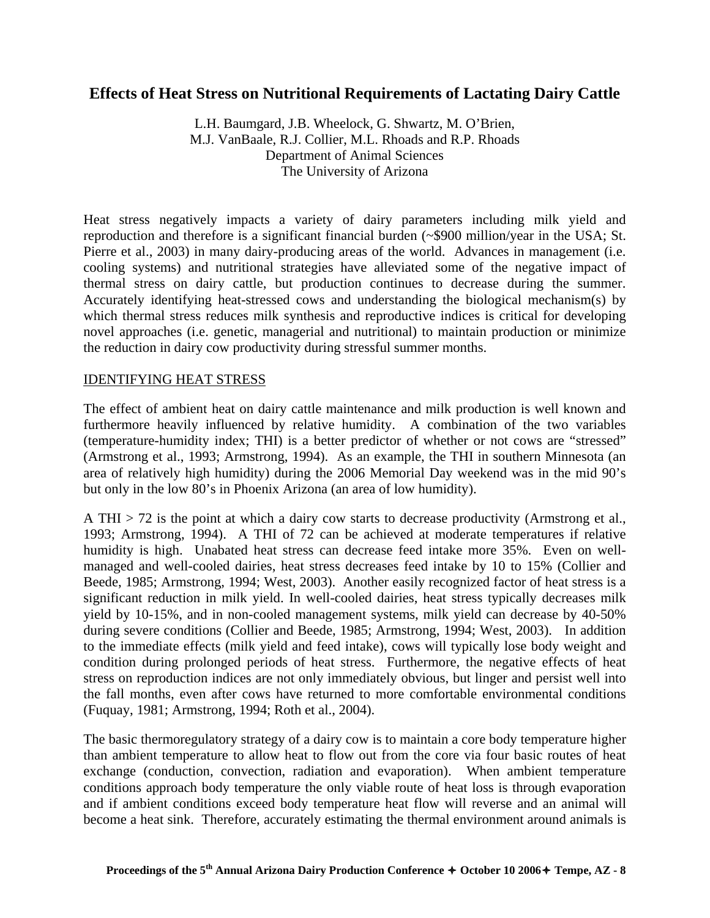# Effects of Heat Stress on Nutritional Requirements of Lactating Dairy Cattle

L.H. Baumgard, J.B. Wheelock, G. Shwartz, M. O'Brien,
M.J. VanBaale, R.J. Collier, M.L. Rhoads and R.P. Rhoads
Department of Animal Sciences
The University of Arizona

Heat stress negatively impacts a variety of dairy parameters including milk yield and reproduction and therefore is a significant financial burden (~$900 million/year in the USA; St. Pierre et al., 2003) in many dairy-producing areas of the world. Advances in management (i.e. cooling systems) and nutritional strategies have alleviated some of the negative impact of thermal stress on dairy cattle, but production continues to decrease during the summer. Accurately identifying heat-stressed cows and understanding the biological mechanism(s) by which thermal stress reduces milk synthesis and reproductive indices is critical for developing novel approaches (i.e. genetic, managerial and nutritional) to maintain production or minimize the reduction in dairy cow productivity during stressful summer months.

## IDENTIFYING HEAT STRESS

The effect of ambient heat on dairy cattle maintenance and milk production is well known and furthermore heavily influenced by relative humidity. A combination of the two variables (temperature-humidity index; THI) is a better predictor of whether or not cows are "stressed" (Armstrong et al., 1993; Armstrong, 1994). As an example, the THI in southern Minnesota (an area of relatively high humidity) during the 2006 Memorial Day weekend was in the mid 90's but only in the low 80's in Phoenix Arizona (an area of low humidity).

A THI > 72 is the point at which a dairy cow starts to decrease productivity (Armstrong et al., 1993; Armstrong, 1994). A THI of 72 can be achieved at moderate temperatures if relative humidity is high. Unabated heat stress can decrease feed intake more 35%. Even on well-managed and well-cooled dairies, heat stress decreases feed intake by 10 to 15% (Collier and Beede, 1985; Armstrong, 1994; West, 2003). Another easily recognized factor of heat stress is a significant reduction in milk yield. In well-cooled dairies, heat stress typically decreases milk yield by 10-15%, and in non-cooled management systems, milk yield can decrease by 40-50% during severe conditions (Collier and Beede, 1985; Armstrong, 1994; West, 2003). In addition to the immediate effects (milk yield and feed intake), cows will typically lose body weight and condition during prolonged periods of heat stress. Furthermore, the negative effects of heat stress on reproduction indices are not only immediately obvious, but linger and persist well into the fall months, even after cows have returned to more comfortable environmental conditions (Fuquay, 1981; Armstrong, 1994; Roth et al., 2004).

The basic thermoregulatory strategy of a dairy cow is to maintain a core body temperature higher than ambient temperature to allow heat to flow out from the core via four basic routes of heat exchange (conduction, convection, radiation and evaporation). When ambient temperature conditions approach body temperature the only viable route of heat loss is through evaporation and if ambient conditions exceed body temperature heat flow will reverse and an animal will become a heat sink. Therefore, accurately estimating the thermal environment around animals is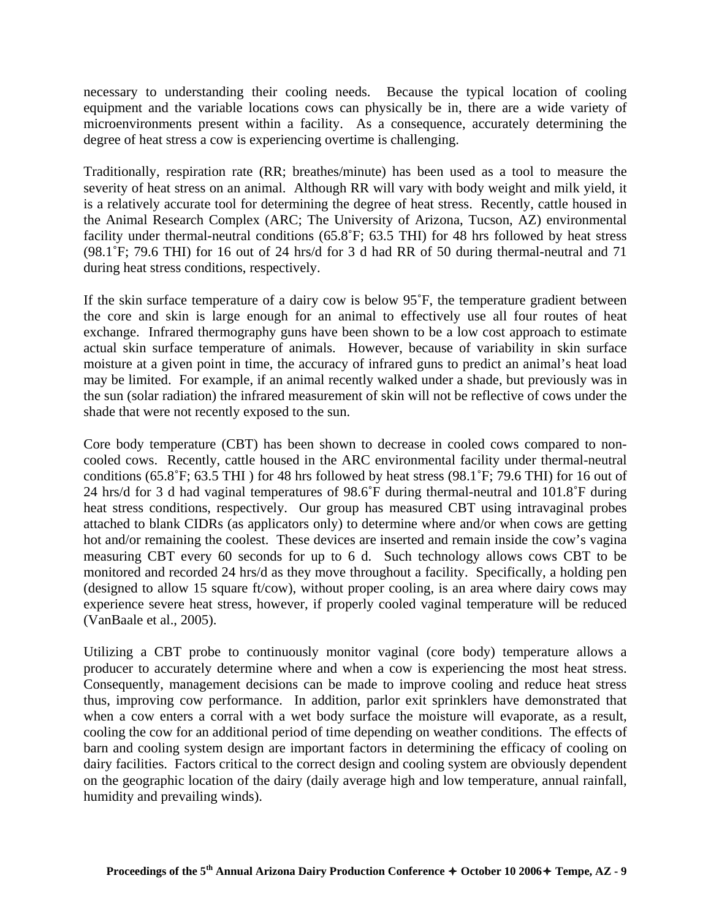necessary to understanding their cooling needs. Because the typical location of cooling equipment and the variable locations cows can physically be in, there are a wide variety of microenvironments present within a facility. As a consequence, accurately determining the degree of heat stress a cow is experiencing overtime is challenging.

Traditionally, respiration rate (RR; breathes/minute) has been used as a tool to measure the severity of heat stress on an animal. Although RR will vary with body weight and milk yield, it is a relatively accurate tool for determining the degree of heat stress. Recently, cattle housed in the Animal Research Complex (ARC; The University of Arizona, Tucson, AZ) environmental facility under thermal-neutral conditions (65.8˚F; 63.5 THI) for 48 hrs followed by heat stress (98.1˚F; 79.6 THI) for 16 out of 24 hrs/d for 3 d had RR of 50 during thermal-neutral and 71 during heat stress conditions, respectively.

If the skin surface temperature of a dairy cow is below 95˚F, the temperature gradient between the core and skin is large enough for an animal to effectively use all four routes of heat exchange. Infrared thermography guns have been shown to be a low cost approach to estimate actual skin surface temperature of animals. However, because of variability in skin surface moisture at a given point in time, the accuracy of infrared guns to predict an animal's heat load may be limited. For example, if an animal recently walked under a shade, but previously was in the sun (solar radiation) the infrared measurement of skin will not be reflective of cows under the shade that were not recently exposed to the sun.

Core body temperature (CBT) has been shown to decrease in cooled cows compared to non-cooled cows. Recently, cattle housed in the ARC environmental facility under thermal-neutral conditions (65.8˚F; 63.5 THI ) for 48 hrs followed by heat stress (98.1˚F; 79.6 THI) for 16 out of 24 hrs/d for 3 d had vaginal temperatures of 98.6˚F during thermal-neutral and 101.8˚F during heat stress conditions, respectively. Our group has measured CBT using intravaginal probes attached to blank CIDRs (as applicators only) to determine where and/or when cows are getting hot and/or remaining the coolest. These devices are inserted and remain inside the cow's vagina measuring CBT every 60 seconds for up to 6 d. Such technology allows cows CBT to be monitored and recorded 24 hrs/d as they move throughout a facility. Specifically, a holding pen (designed to allow 15 square ft/cow), without proper cooling, is an area where dairy cows may experience severe heat stress, however, if properly cooled vaginal temperature will be reduced (VanBaale et al., 2005).

Utilizing a CBT probe to continuously monitor vaginal (core body) temperature allows a producer to accurately determine where and when a cow is experiencing the most heat stress. Consequently, management decisions can be made to improve cooling and reduce heat stress thus, improving cow performance. In addition, parlor exit sprinklers have demonstrated that when a cow enters a corral with a wet body surface the moisture will evaporate, as a result, cooling the cow for an additional period of time depending on weather conditions. The effects of barn and cooling system design are important factors in determining the efficacy of cooling on dairy facilities. Factors critical to the correct design and cooling system are obviously dependent on the geographic location of the dairy (daily average high and low temperature, annual rainfall, humidity and prevailing winds).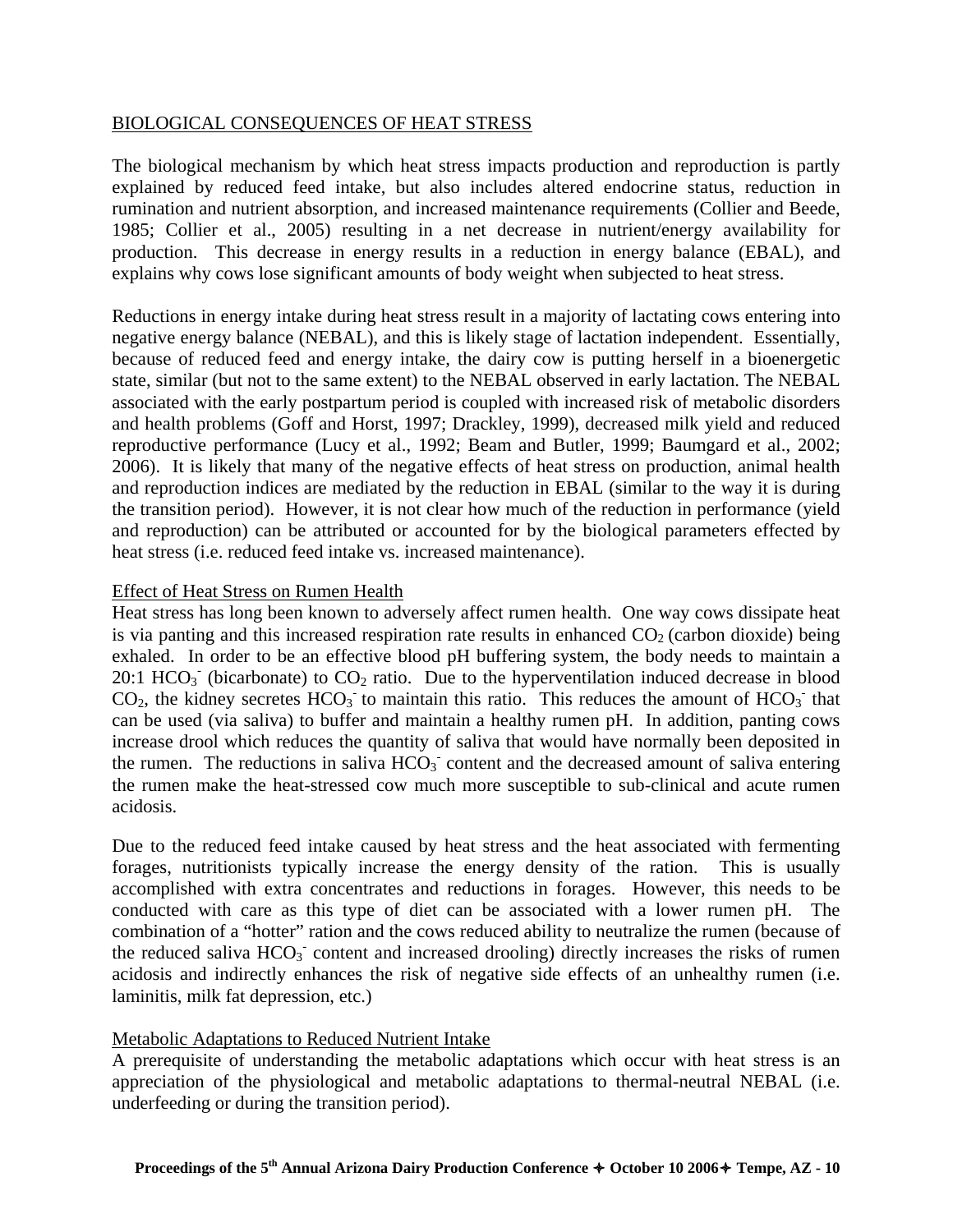## BIOLOGICAL CONSEQUENCES OF HEAT STRESS

The biological mechanism by which heat stress impacts production and reproduction is partly explained by reduced feed intake, but also includes altered endocrine status, reduction in rumination and nutrient absorption, and increased maintenance requirements (Collier and Beede, 1985; Collier et al., 2005) resulting in a net decrease in nutrient/energy availability for production. This decrease in energy results in a reduction in energy balance (EBAL), and explains why cows lose significant amounts of body weight when subjected to heat stress.

Reductions in energy intake during heat stress result in a majority of lactating cows entering into negative energy balance (NEBAL), and this is likely stage of lactation independent. Essentially, because of reduced feed and energy intake, the dairy cow is putting herself in a bioenergetic state, similar (but not to the same extent) to the NEBAL observed in early lactation. The NEBAL associated with the early postpartum period is coupled with increased risk of metabolic disorders and health problems (Goff and Horst, 1997; Drackley, 1999), decreased milk yield and reduced reproductive performance (Lucy et al., 1992; Beam and Butler, 1999; Baumgard et al., 2002; 2006). It is likely that many of the negative effects of heat stress on production, animal health and reproduction indices are mediated by the reduction in EBAL (similar to the way it is during the transition period). However, it is not clear how much of the reduction in performance (yield and reproduction) can be attributed or accounted for by the biological parameters effected by heat stress (i.e. reduced feed intake vs. increased maintenance).

### Effect of Heat Stress on Rumen Health

Heat stress has long been known to adversely affect rumen health. One way cows dissipate heat is via panting and this increased respiration rate results in enhanced $CO_2$ (carbon dioxide) being exhaled. In order to be an effective blood pH buffering system, the body needs to maintain a 20:1 $HCO_3^-$ (bicarbonate) to $CO_2$ ratio. Due to the hyperventilation induced decrease in blood $CO_2$, the kidney secretes $HCO_3^-$ to maintain this ratio. This reduces the amount of $HCO_3^-$ that can be used (via saliva) to buffer and maintain a healthy rumen pH. In addition, panting cows increase drool which reduces the quantity of saliva that would have normally been deposited in the rumen. The reductions in saliva $HCO_3^-$ content and the decreased amount of saliva entering the rumen make the heat-stressed cow much more susceptible to sub-clinical and acute rumen acidosis.

Due to the reduced feed intake caused by heat stress and the heat associated with fermenting forages, nutritionists typically increase the energy density of the ration. This is usually accomplished with extra concentrates and reductions in forages. However, this needs to be conducted with care as this type of diet can be associated with a lower rumen pH. The combination of a "hotter" ration and the cows reduced ability to neutralize the rumen (because of the reduced saliva $HCO_3^-$ content and increased drooling) directly increases the risks of rumen acidosis and indirectly enhances the risk of negative side effects of an unhealthy rumen (i.e. laminitis, milk fat depression, etc.)

### Metabolic Adaptations to Reduced Nutrient Intake

A prerequisite of understanding the metabolic adaptations which occur with heat stress is an appreciation of the physiological and metabolic adaptations to thermal-neutral NEBAL (i.e. underfeeding or during the transition period).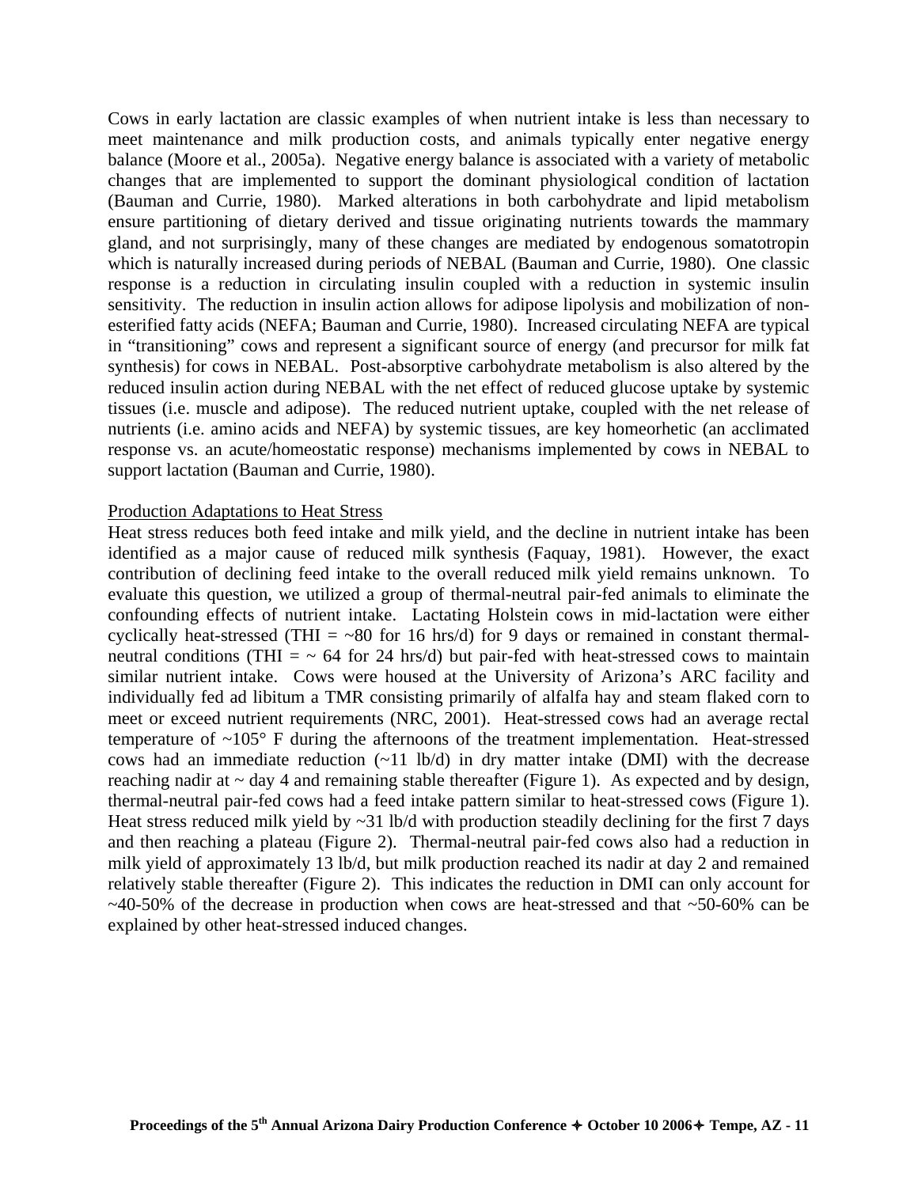Cows in early lactation are classic examples of when nutrient intake is less than necessary to meet maintenance and milk production costs, and animals typically enter negative energy balance (Moore et al., 2005a). Negative energy balance is associated with a variety of metabolic changes that are implemented to support the dominant physiological condition of lactation (Bauman and Currie, 1980). Marked alterations in both carbohydrate and lipid metabolism ensure partitioning of dietary derived and tissue originating nutrients towards the mammary gland, and not surprisingly, many of these changes are mediated by endogenous somatotropin which is naturally increased during periods of NEBAL (Bauman and Currie, 1980). One classic response is a reduction in circulating insulin coupled with a reduction in systemic insulin sensitivity. The reduction in insulin action allows for adipose lipolysis and mobilization of non-esterified fatty acids (NEFA; Bauman and Currie, 1980). Increased circulating NEFA are typical in "transitioning" cows and represent a significant source of energy (and precursor for milk fat synthesis) for cows in NEBAL. Post-absorptive carbohydrate metabolism is also altered by the reduced insulin action during NEBAL with the net effect of reduced glucose uptake by systemic tissues (i.e. muscle and adipose). The reduced nutrient uptake, coupled with the net release of nutrients (i.e. amino acids and NEFA) by systemic tissues, are key homeorhetic (an acclimated response vs. an acute/homeostatic response) mechanisms implemented by cows in NEBAL to support lactation (Bauman and Currie, 1980).

## Production Adaptations to Heat Stress

Heat stress reduces both feed intake and milk yield, and the decline in nutrient intake has been identified as a major cause of reduced milk synthesis (Faquay, 1981). However, the exact contribution of declining feed intake to the overall reduced milk yield remains unknown. To evaluate this question, we utilized a group of thermal-neutral pair-fed animals to eliminate the confounding effects of nutrient intake. Lactating Holstein cows in mid-lactation were either cyclically heat-stressed (THI = ~80 for 16 hrs/d) for 9 days or remained in constant thermal-neutral conditions (THI = ~ 64 for 24 hrs/d) but pair-fed with heat-stressed cows to maintain similar nutrient intake. Cows were housed at the University of Arizona's ARC facility and individually fed ad libitum a TMR consisting primarily of alfalfa hay and steam flaked corn to meet or exceed nutrient requirements (NRC, 2001). Heat-stressed cows had an average rectal temperature of ~105° F during the afternoons of the treatment implementation. Heat-stressed cows had an immediate reduction (~11 lb/d) in dry matter intake (DMI) with the decrease reaching nadir at ~ day 4 and remaining stable thereafter (Figure 1). As expected and by design, thermal-neutral pair-fed cows had a feed intake pattern similar to heat-stressed cows (Figure 1). Heat stress reduced milk yield by ~31 lb/d with production steadily declining for the first 7 days and then reaching a plateau (Figure 2). Thermal-neutral pair-fed cows also had a reduction in milk yield of approximately 13 lb/d, but milk production reached its nadir at day 2 and remained relatively stable thereafter (Figure 2). This indicates the reduction in DMI can only account for ~40-50% of the decrease in production when cows are heat-stressed and that ~50-60% can be explained by other heat-stressed induced changes.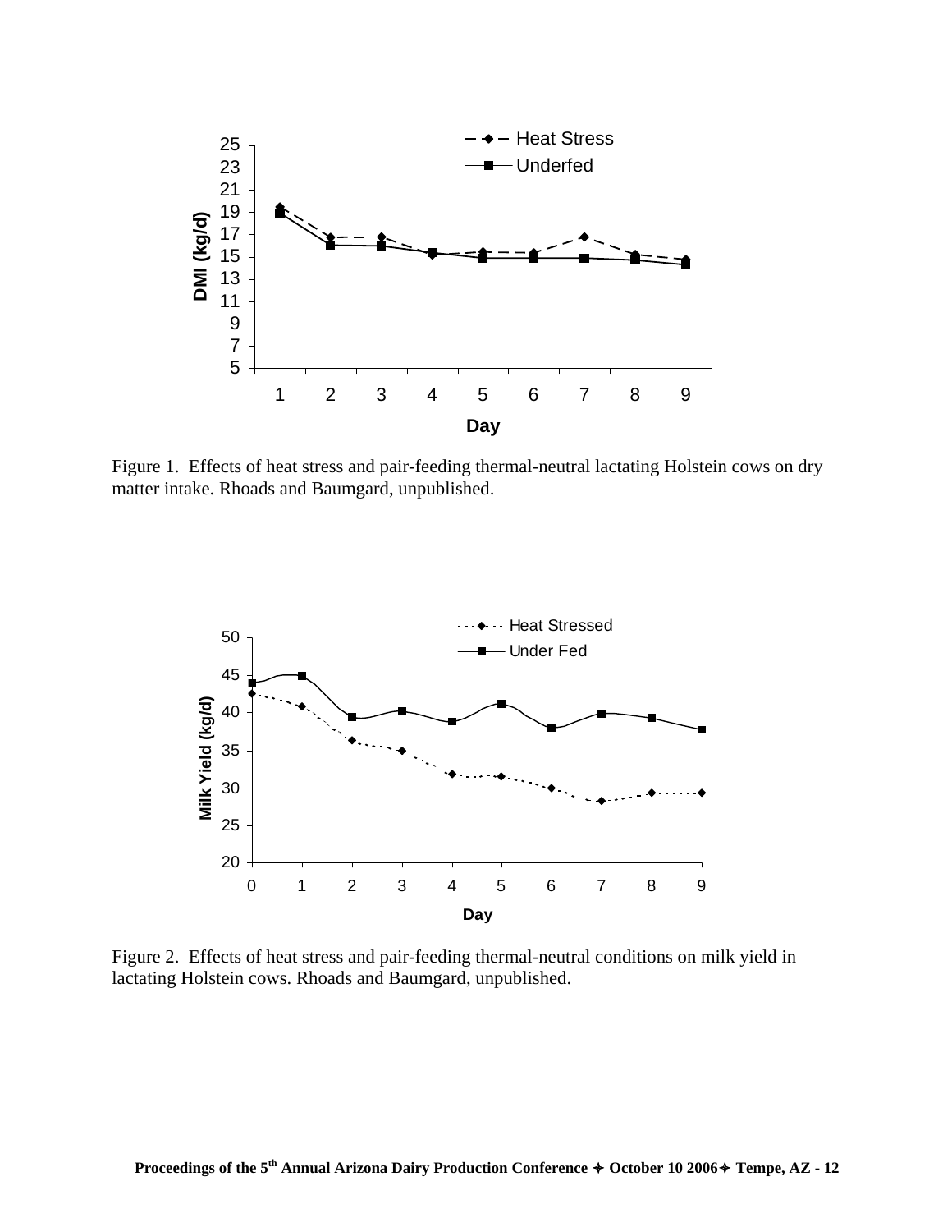Figure 1. Effects of heat stress and pair-feeding thermal-neutral lactating Holstein cows on dry matter intake. Rhoads and Baumgard, unpublished.

Figure 2. Effects of heat stress and pair-feeding thermal-neutral conditions on milk yield in lactating Holstein cows. Rhoads and Baumgard, unpublished.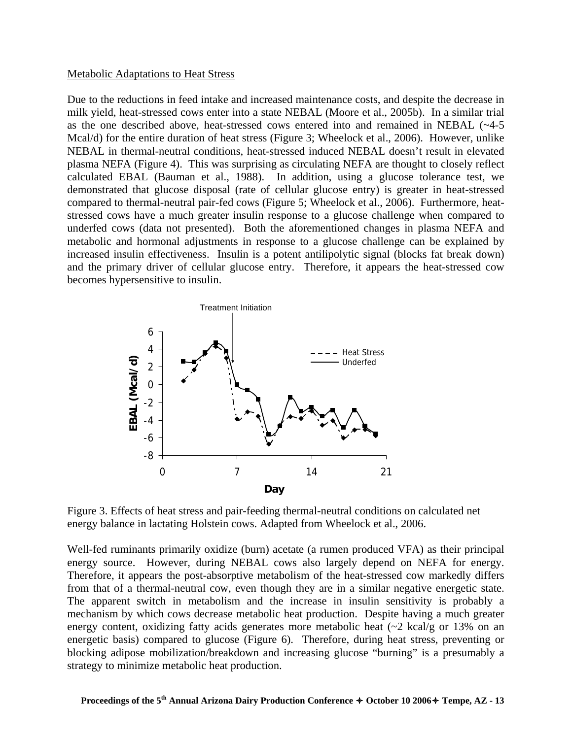Metabolic Adaptations to Heat Stress

Due to the reductions in feed intake and increased maintenance costs, and despite the decrease in milk yield, heat-stressed cows enter into a state NEBAL (Moore et al., 2005b). In a similar trial as the one described above, heat-stressed cows entered into and remained in NEBAL (~4-5 Mcal/d) for the entire duration of heat stress (Figure 3; Wheelock et al., 2006). However, unlike NEBAL in thermal-neutral conditions, heat-stressed induced NEBAL doesn't result in elevated plasma NEFA (Figure 4). This was surprising as circulating NEFA are thought to closely reflect calculated EBAL (Bauman et al., 1988). In addition, using a glucose tolerance test, we demonstrated that glucose disposal (rate of cellular glucose entry) is greater in heat-stressed compared to thermal-neutral pair-fed cows (Figure 5; Wheelock et al., 2006). Furthermore, heat-stressed cows have a much greater insulin response to a glucose challenge when compared to underfed cows (data not presented). Both the aforementioned changes in plasma NEFA and metabolic and hormonal adjustments in response to a glucose challenge can be explained by increased insulin effectiveness. Insulin is a potent antilipolytic signal (blocks fat break down) and the primary driver of cellular glucose entry. Therefore, it appears the heat-stressed cow becomes hypersensitive to insulin.

Figure 3. Effects of heat stress and pair-feeding thermal-neutral conditions on calculated net energy balance in lactating Holstein cows. Adapted from Wheelock et al., 2006.

Well-fed ruminants primarily oxidize (burn) acetate (a rumen produced VFA) as their principal energy source. However, during NEBAL cows also largely depend on NEFA for energy. Therefore, it appears the post-absorptive metabolism of the heat-stressed cow markedly differs from that of a thermal-neutral cow, even though they are in a similar negative energetic state. The apparent switch in metabolism and the increase in insulin sensitivity is probably a mechanism by which cows decrease metabolic heat production. Despite having a much greater energy content, oxidizing fatty acids generates more metabolic heat (~2 kcal/g or 13% on an energetic basis) compared to glucose (Figure 6). Therefore, during heat stress, preventing or blocking adipose mobilization/breakdown and increasing glucose "burning" is a presumably a strategy to minimize metabolic heat production.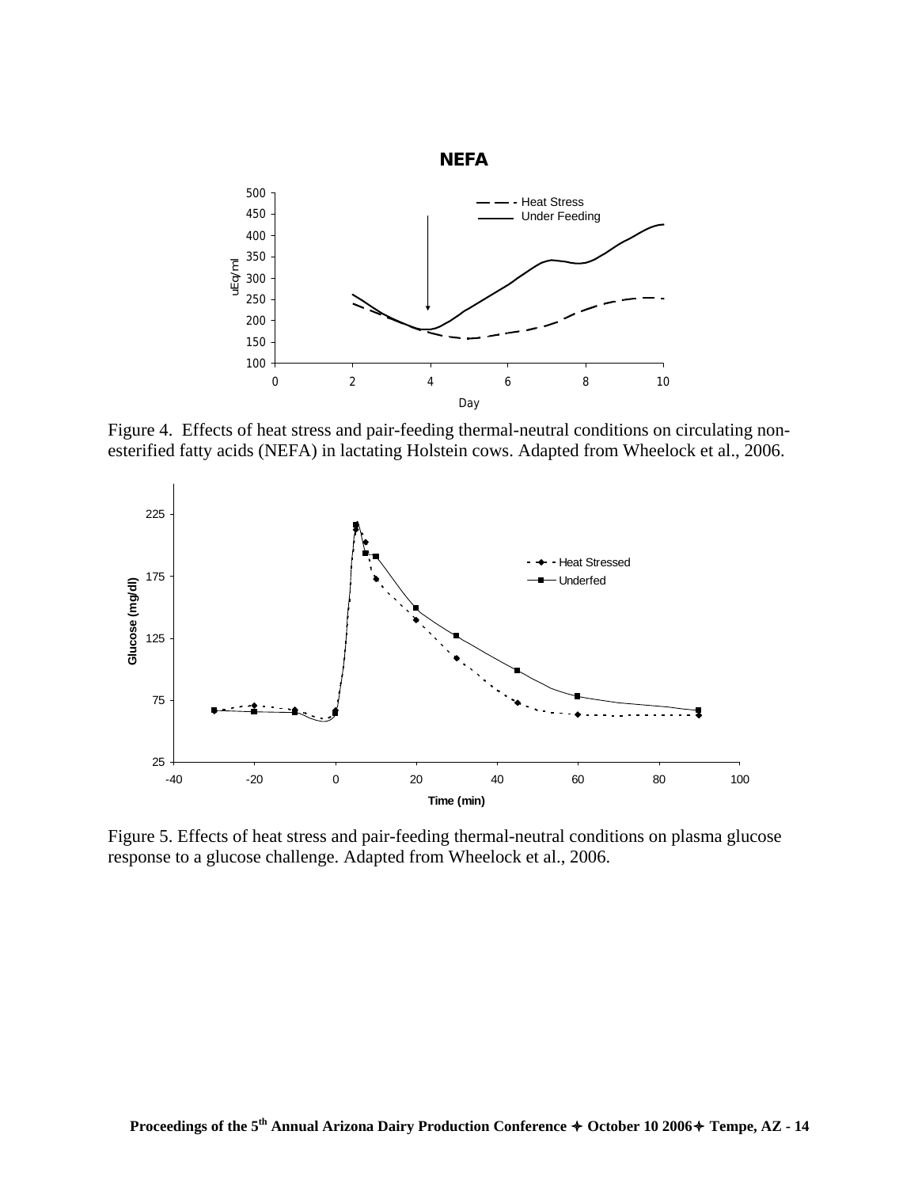Figure 4. Effects of heat stress and pair-feeding thermal-neutral conditions on circulating non-esterified fatty acids (NEFA) in lactating Holstein cows. Adapted from Wheelock et al., 2006.

Figure 5. Effects of heat stress and pair-feeding thermal-neutral conditions on plasma glucose response to a glucose challenge. Adapted from Wheelock et al., 2006.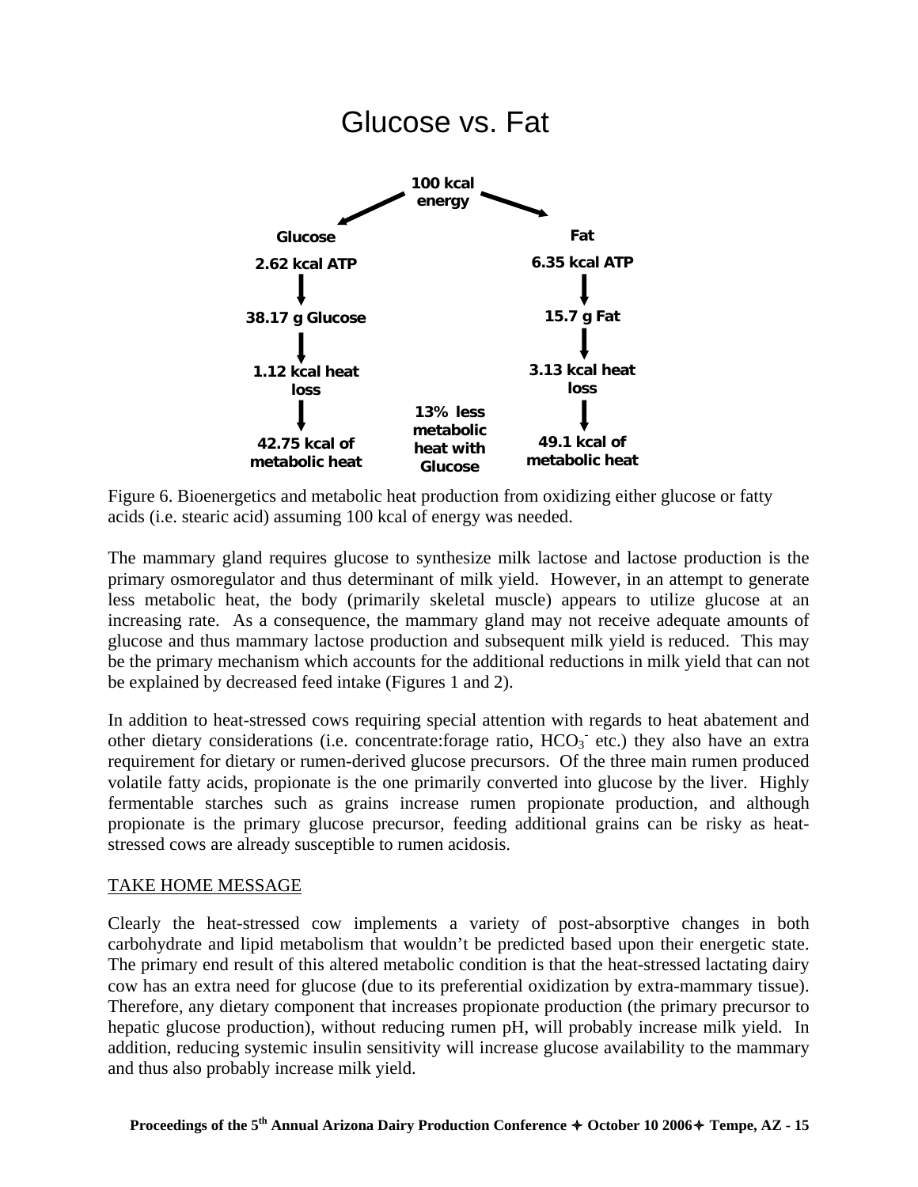Glucose vs. Fat

100 kcal energy

| Glucose | | Fat |
|---|---|---|
| 2.62 kcal ATP | | 6.35 kcal ATP |
| ↓ | | ↓ |
| 38.17 g Glucose | | 15.7 g Fat |
| ↓ | | ↓ |
| 1.12 kcal heat loss | | 3.13 kcal heat loss |
| ↓ | | ↓ |
| 42.75 kcal of metabolic heat | 13% less metabolic heat with Glucose | 49.1 kcal of metabolic heat |

Figure 6. Bioenergetics and metabolic heat production from oxidizing either glucose or fatty acids (i.e. stearic acid) assuming 100 kcal of energy was needed.

The mammary gland requires glucose to synthesize milk lactose and lactose production is the primary osmoregulator and thus determinant of milk yield. However, in an attempt to generate less metabolic heat, the body (primarily skeletal muscle) appears to utilize glucose at an increasing rate. As a consequence, the mammary gland may not receive adequate amounts of glucose and thus mammary lactose production and subsequent milk yield is reduced. This may be the primary mechanism which accounts for the additional reductions in milk yield that can not be explained by decreased feed intake (Figures 1 and 2).

In addition to heat-stressed cows requiring special attention with regards to heat abatement and other dietary considerations (i.e. concentrate:forage ratio, $HCO_3^-$ etc.) they also have an extra requirement for dietary or rumen-derived glucose precursors. Of the three main rumen produced volatile fatty acids, propionate is the one primarily converted into glucose by the liver. Highly fermentable starches such as grains increase rumen propionate production, and although propionate is the primary glucose precursor, feeding additional grains can be risky as heat-stressed cows are already susceptible to rumen acidosis.

## TAKE HOME MESSAGE

Clearly the heat-stressed cow implements a variety of post-absorptive changes in both carbohydrate and lipid metabolism that wouldn't be predicted based upon their energetic state. The primary end result of this altered metabolic condition is that the heat-stressed lactating dairy cow has an extra need for glucose (due to its preferential oxidization by extra-mammary tissue). Therefore, any dietary component that increases propionate production (the primary precursor to hepatic glucose production), without reducing rumen pH, will probably increase milk yield. In addition, reducing systemic insulin sensitivity will increase glucose availability to the mammary and thus also probably increase milk yield.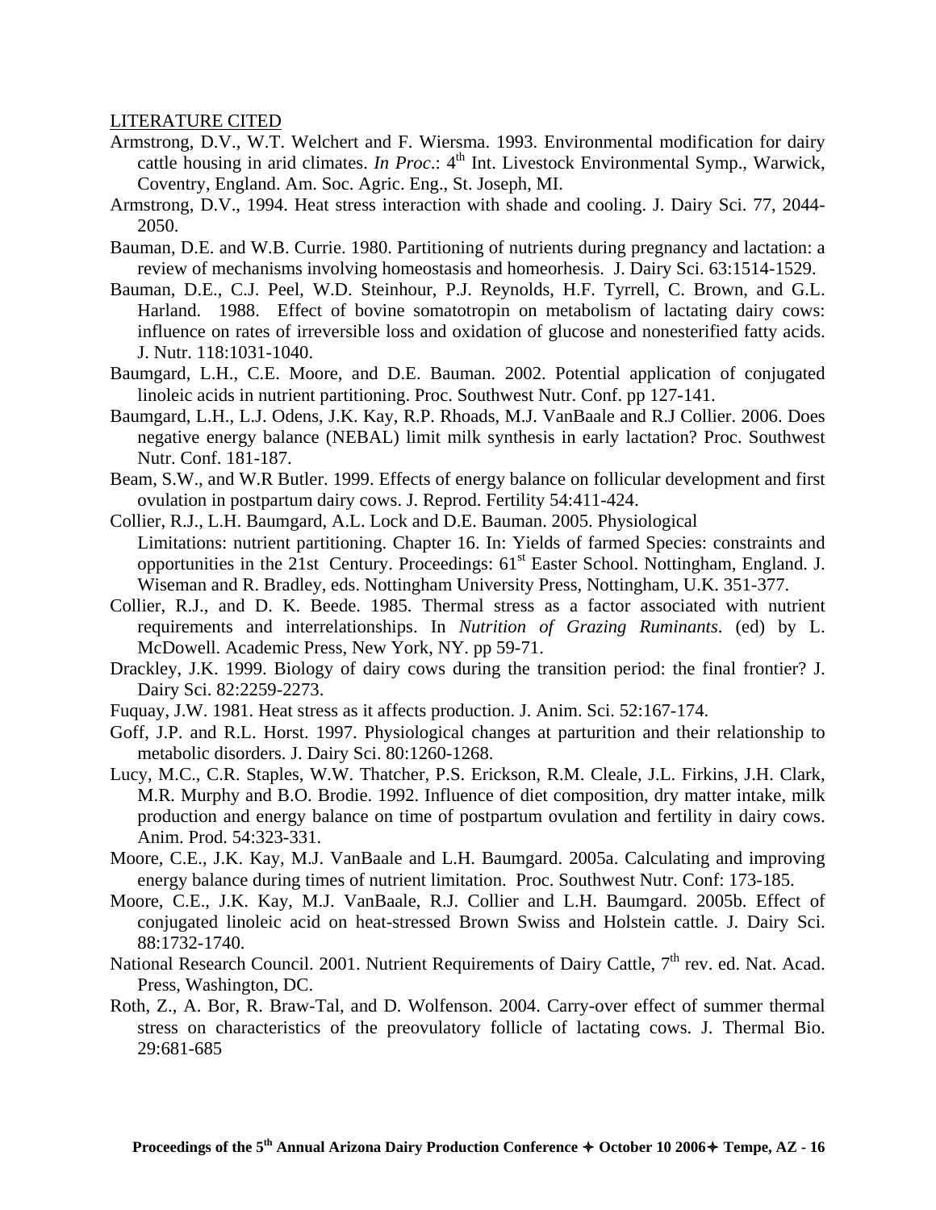LITERATURE CITED

Armstrong, D.V., W.T. Welchert and F. Wiersma. 1993. Environmental modification for dairy cattle housing in arid climates. *In Proc*.: 4th Int. Livestock Environmental Symp., Warwick, Coventry, England. Am. Soc. Agric. Eng., St. Joseph, MI.

Armstrong, D.V., 1994. Heat stress interaction with shade and cooling. J. Dairy Sci. 77, 2044-2050.

Bauman, D.E. and W.B. Currie. 1980. Partitioning of nutrients during pregnancy and lactation: a review of mechanisms involving homeostasis and homeorhesis. J. Dairy Sci. 63:1514-1529.

Bauman, D.E., C.J. Peel, W.D. Steinhour, P.J. Reynolds, H.F. Tyrrell, C. Brown, and G.L. Harland. 1988. Effect of bovine somatotropin on metabolism of lactating dairy cows: influence on rates of irreversible loss and oxidation of glucose and nonesterified fatty acids. J. Nutr. 118:1031-1040.

Baumgard, L.H., C.E. Moore, and D.E. Bauman. 2002. Potential application of conjugated linoleic acids in nutrient partitioning. Proc. Southwest Nutr. Conf. pp 127-141.

Baumgard, L.H., L.J. Odens, J.K. Kay, R.P. Rhoads, M.J. VanBaale and R.J Collier. 2006. Does negative energy balance (NEBAL) limit milk synthesis in early lactation? Proc. Southwest Nutr. Conf. 181-187.

Beam, S.W., and W.R Butler. 1999. Effects of energy balance on follicular development and first ovulation in postpartum dairy cows. J. Reprod. Fertility 54:411-424.

Collier, R.J., L.H. Baumgard, A.L. Lock and D.E. Bauman. 2005. Physiological Limitations: nutrient partitioning. Chapter 16. In: Yields of farmed Species: constraints and opportunities in the 21st Century. Proceedings: 61st Easter School. Nottingham, England. J. Wiseman and R. Bradley, eds. Nottingham University Press, Nottingham, U.K. 351-377.

Collier, R.J., and D. K. Beede. 1985. Thermal stress as a factor associated with nutrient requirements and interrelationships. In *Nutrition of Grazing Ruminants*. (ed) by L. McDowell. Academic Press, New York, NY. pp 59-71.

Drackley, J.K. 1999. Biology of dairy cows during the transition period: the final frontier? J. Dairy Sci. 82:2259-2273.

Fuquay, J.W. 1981. Heat stress as it affects production. J. Anim. Sci. 52:167-174.

Goff, J.P. and R.L. Horst. 1997. Physiological changes at parturition and their relationship to metabolic disorders. J. Dairy Sci. 80:1260-1268.

Lucy, M.C., C.R. Staples, W.W. Thatcher, P.S. Erickson, R.M. Cleale, J.L. Firkins, J.H. Clark, M.R. Murphy and B.O. Brodie. 1992. Influence of diet composition, dry matter intake, milk production and energy balance on time of postpartum ovulation and fertility in dairy cows. Anim. Prod. 54:323-331.

Moore, C.E., J.K. Kay, M.J. VanBaale and L.H. Baumgard. 2005a. Calculating and improving energy balance during times of nutrient limitation. Proc. Southwest Nutr. Conf: 173-185.

Moore, C.E., J.K. Kay, M.J. VanBaale, R.J. Collier and L.H. Baumgard. 2005b. Effect of conjugated linoleic acid on heat-stressed Brown Swiss and Holstein cattle. J. Dairy Sci. 88:1732-1740.

National Research Council. 2001. Nutrient Requirements of Dairy Cattle, 7th rev. ed. Nat. Acad. Press, Washington, DC.

Roth, Z., A. Bor, R. Braw-Tal, and D. Wolfenson. 2004. Carry-over effect of summer thermal stress on characteristics of the preovulatory follicle of lactating cows. J. Thermal Bio. 29:681-685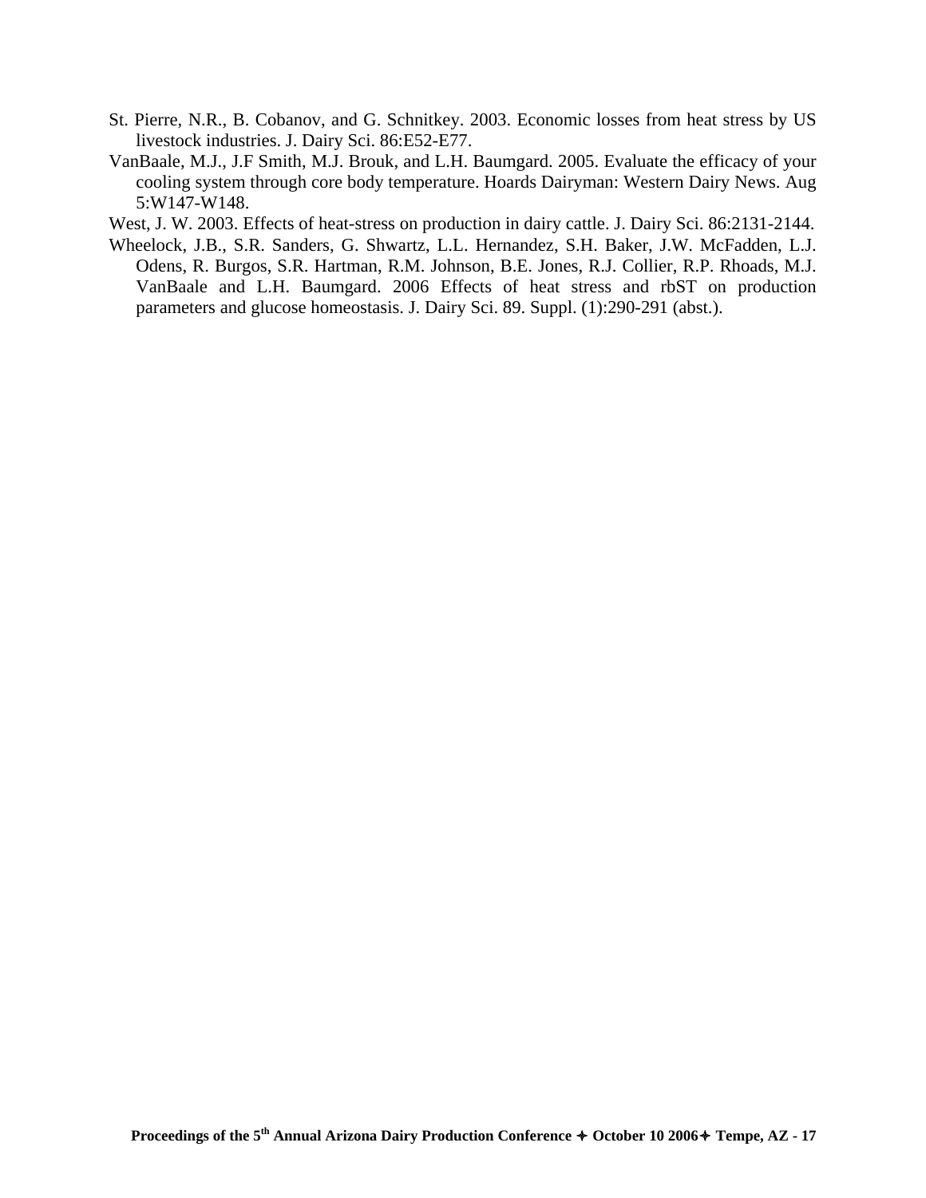St. Pierre, N.R., B. Cobanov, and G. Schnitkey. 2003. Economic losses from heat stress by US livestock industries. J. Dairy Sci. 86:E52-E77.

VanBaale, M.J., J.F Smith, M.J. Brouk, and L.H. Baumgard. 2005. Evaluate the efficacy of your cooling system through core body temperature. Hoards Dairyman: Western Dairy News. Aug 5:W147-W148.

West, J. W. 2003. Effects of heat-stress on production in dairy cattle. J. Dairy Sci. 86:2131-2144.

Wheelock, J.B., S.R. Sanders, G. Shwartz, L.L. Hernandez, S.H. Baker, J.W. McFadden, L.J. Odens, R. Burgos, S.R. Hartman, R.M. Johnson, B.E. Jones, R.J. Collier, R.P. Rhoads, M.J. VanBaale and L.H. Baumgard. 2006 Effects of heat stress and rbST on production parameters and glucose homeostasis. J. Dairy Sci. 89. Suppl. (1):290-291 (abst.).